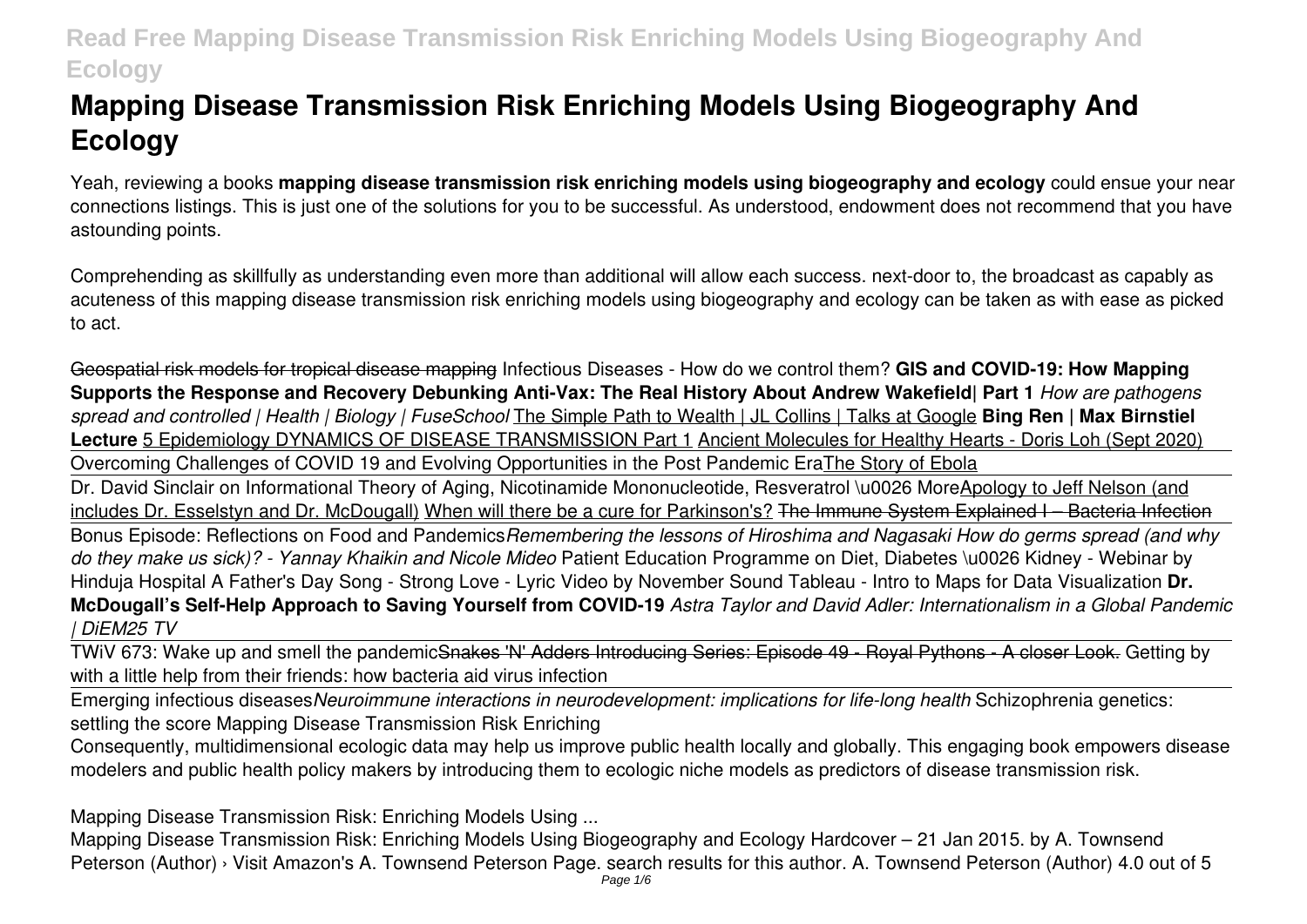# Mapping Disease Transmission Risk Enriching Models Using Biogeography And Ecology

Yeah, reviewing a books **mapping disease transmission risk enriching models using biogeography and ecology** could ensue your near connections listings. This is just one of the solutions for you to be successful. As understood, endowment does not recommend that you have astounding points.

Comprehending as skillfully as understanding even more than additional will allow each success. next-door to, the broadcast as capably as acuteness of this mapping disease transmission risk enriching models using biogeography and ecology can be taken as with ease as picked to act.

~~Geospatial risk models for tropical disease mapping~~ Infectious Diseases - How do we control them? **GIS and COVID-19: How Mapping Supports the Response and Recovery Debunking Anti-Vax: The Real History About Andrew Wakefield| Part 1** *How are pathogens spread and controlled | Health | Biology | FuseSchool* The Simple Path to Wealth | JL Collins | Talks at Google **Bing Ren | Max Birnstiel Lecture** 5 Epidemiology DYNAMICS OF DISEASE TRANSMISSION Part 1 Ancient Molecules for Healthy Hearts - Doris Loh (Sept 2020)

Overcoming Challenges of COVID 19 and Evolving Opportunities in the Post Pandemic EraThe Story of Ebola

Dr. David Sinclair on Informational Theory of Aging, Nicotinamide Mononucleotide, Resveratrol \u0026 MoreApology to Jeff Nelson (and includes Dr. Esselstyn and Dr. McDougall) When will there be a cure for Parkinson's? ~~The Immune System Explained I – Bacteria Infection~~

Bonus Episode: Reflections on Food and Pandemics*Remembering the lessons of Hiroshima and Nagasaki How do germs spread (and why do they make us sick)? - Yannay Khaikin and Nicole Mideo* Patient Education Programme on Diet, Diabetes \u0026 Kidney - Webinar by Hinduja Hospital A Father's Day Song - Strong Love - Lyric Video by November Sound Tableau - Intro to Maps for Data Visualization **Dr. McDougall's Self-Help Approach to Saving Yourself from COVID-19** *Astra Taylor and David Adler: Internationalism in a Global Pandemic | DiEM25 TV*

TWiV 673: Wake up and smell the pandemic~~Snakes 'N' Adders Introducing Series: Episode 49 - Royal Pythons - A closer Look.~~ Getting by with a little help from their friends: how bacteria aid virus infection

Emerging infectious diseases*Neuroimmune interactions in neurodevelopment: implications for life-long health* Schizophrenia genetics: settling the score Mapping Disease Transmission Risk Enriching

Consequently, multidimensional ecologic data may help us improve public health locally and globally. This engaging book empowers disease modelers and public health policy makers by introducing them to ecologic niche models as predictors of disease transmission risk.

Mapping Disease Transmission Risk: Enriching Models Using ...

Mapping Disease Transmission Risk: Enriching Models Using Biogeography and Ecology Hardcover – 21 Jan 2015. by A. Townsend Peterson (Author) › Visit Amazon's A. Townsend Peterson Page. search results for this author. A. Townsend Peterson (Author) 4.0 out of 5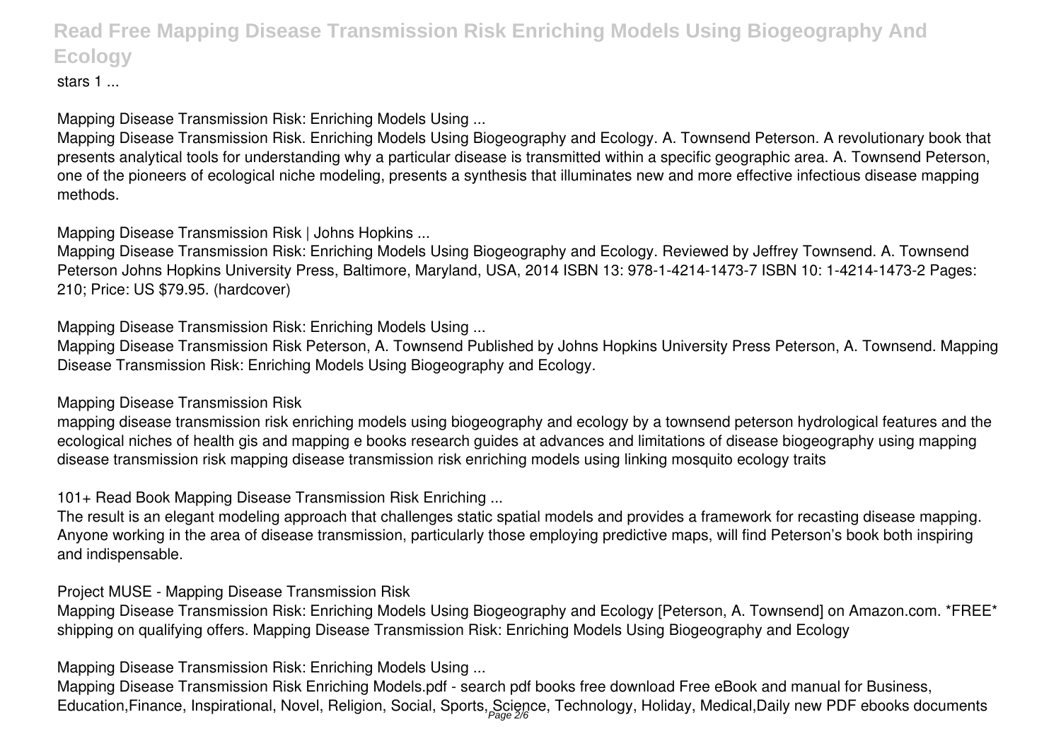stars 1 ...

**Mapping Disease Transmission Risk: Enriching Models Using ...**

Mapping Disease Transmission Risk. Enriching Models Using Biogeography and Ecology. A. Townsend Peterson. A revolutionary book that presents analytical tools for understanding why a particular disease is transmitted within a specific geographic area. A. Townsend Peterson, one of the pioneers of ecological niche modeling, presents a synthesis that illuminates new and more effective infectious disease mapping methods.

**Mapping Disease Transmission Risk | Johns Hopkins ...**

Mapping Disease Transmission Risk: Enriching Models Using Biogeography and Ecology. Reviewed by Jeffrey Townsend. A. Townsend Peterson Johns Hopkins University Press, Baltimore, Maryland, USA, 2014 ISBN 13: 978-1-4214-1473-7 ISBN 10: 1-4214-1473-2 Pages: 210; Price: US $79.95. (hardcover)

**Mapping Disease Transmission Risk: Enriching Models Using ...**

Mapping Disease Transmission Risk Peterson, A. Townsend Published by Johns Hopkins University Press Peterson, A. Townsend. Mapping Disease Transmission Risk: Enriching Models Using Biogeography and Ecology.

**Mapping Disease Transmission Risk**

mapping disease transmission risk enriching models using biogeography and ecology by a townsend peterson hydrological features and the ecological niches of health gis and mapping e books research guides at advances and limitations of disease biogeography using mapping disease transmission risk mapping disease transmission risk enriching models using linking mosquito ecology traits

**101+ Read Book Mapping Disease Transmission Risk Enriching ...**

The result is an elegant modeling approach that challenges static spatial models and provides a framework for recasting disease mapping. Anyone working in the area of disease transmission, particularly those employing predictive maps, will find Peterson's book both inspiring and indispensable.

**Project MUSE - Mapping Disease Transmission Risk**

Mapping Disease Transmission Risk: Enriching Models Using Biogeography and Ecology [Peterson, A. Townsend] on Amazon.com. *FREE* shipping on qualifying offers. Mapping Disease Transmission Risk: Enriching Models Using Biogeography and Ecology

**Mapping Disease Transmission Risk: Enriching Models Using ...**

Mapping Disease Transmission Risk Enriching Models.pdf - search pdf books free download Free eBook and manual for Business, Education,Finance, Inspirational, Novel, Religion, Social, Sports, Science, Technology, Holiday, Medical,Daily new PDF ebooks documents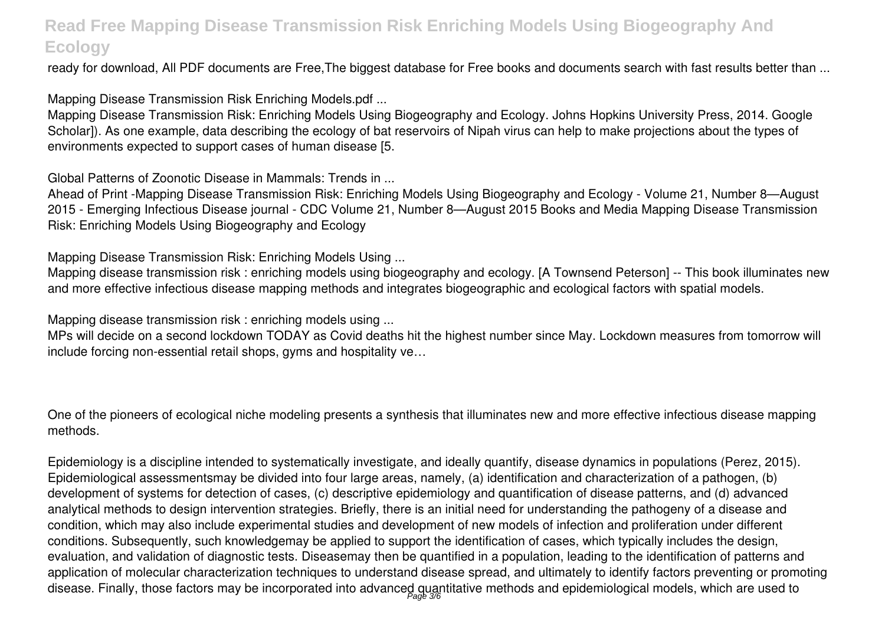ready for download, All PDF documents are Free,The biggest database for Free books and documents search with fast results better than ...

Mapping Disease Transmission Risk Enriching Models.pdf ...

Mapping Disease Transmission Risk: Enriching Models Using Biogeography and Ecology. Johns Hopkins University Press, 2014. Google Scholar]). As one example, data describing the ecology of bat reservoirs of Nipah virus can help to make projections about the types of environments expected to support cases of human disease [5.

Global Patterns of Zoonotic Disease in Mammals: Trends in ...

Ahead of Print -Mapping Disease Transmission Risk: Enriching Models Using Biogeography and Ecology - Volume 21, Number 8—August 2015 - Emerging Infectious Disease journal - CDC Volume 21, Number 8—August 2015 Books and Media Mapping Disease Transmission Risk: Enriching Models Using Biogeography and Ecology

Mapping Disease Transmission Risk: Enriching Models Using ...

Mapping disease transmission risk : enriching models using biogeography and ecology. [A Townsend Peterson] -- This book illuminates new and more effective infectious disease mapping methods and integrates biogeographic and ecological factors with spatial models.

Mapping disease transmission risk : enriching models using ...

MPs will decide on a second lockdown TODAY as Covid deaths hit the highest number since May. Lockdown measures from tomorrow will include forcing non-essential retail shops, gyms and hospitality ve…

One of the pioneers of ecological niche modeling presents a synthesis that illuminates new and more effective infectious disease mapping methods.

Epidemiology is a discipline intended to systematically investigate, and ideally quantify, disease dynamics in populations (Perez, 2015). Epidemiological assessmentsmay be divided into four large areas, namely, (a) identification and characterization of a pathogen, (b) development of systems for detection of cases, (c) descriptive epidemiology and quantification of disease patterns, and (d) advanced analytical methods to design intervention strategies. Briefly, there is an initial need for understanding the pathogeny of a disease and condition, which may also include experimental studies and development of new models of infection and proliferation under different conditions. Subsequently, such knowledgemay be applied to support the identification of cases, which typically includes the design, evaluation, and validation of diagnostic tests. Diseasemay then be quantified in a population, leading to the identification of patterns and application of molecular characterization techniques to understand disease spread, and ultimately to identify factors preventing or promoting disease. Finally, those factors may be incorporated into advanced quantitative methods and epidemiological models, which are used to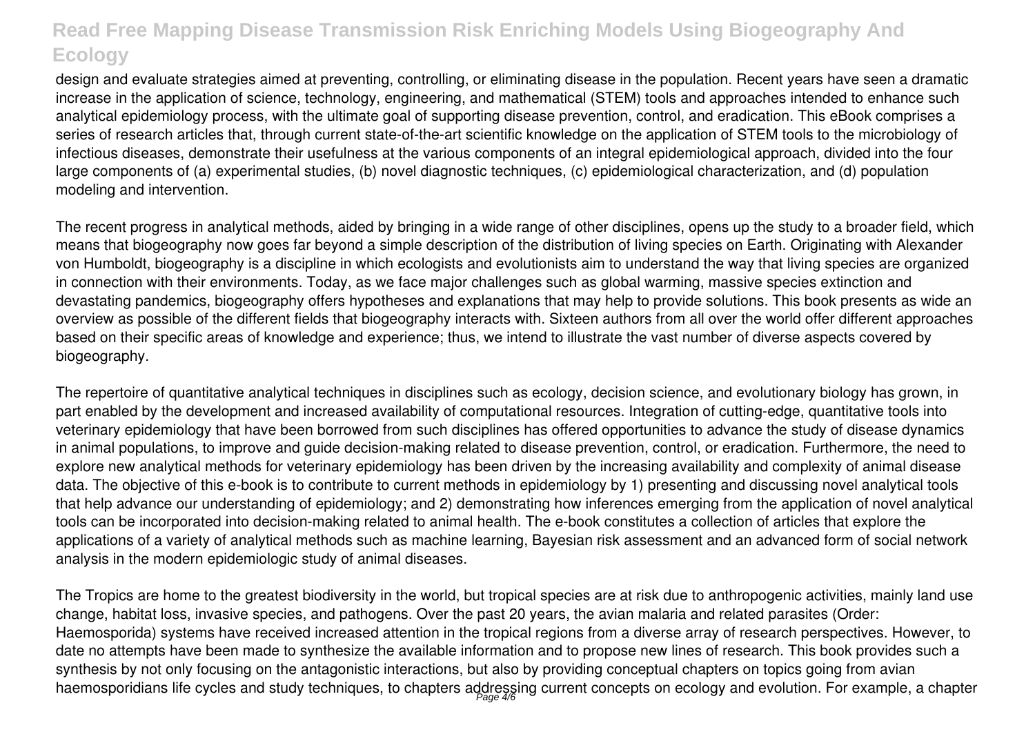design and evaluate strategies aimed at preventing, controlling, or eliminating disease in the population. Recent years have seen a dramatic increase in the application of science, technology, engineering, and mathematical (STEM) tools and approaches intended to enhance such analytical epidemiology process, with the ultimate goal of supporting disease prevention, control, and eradication. This eBook comprises a series of research articles that, through current state-of-the-art scientific knowledge on the application of STEM tools to the microbiology of infectious diseases, demonstrate their usefulness at the various components of an integral epidemiological approach, divided into the four large components of (a) experimental studies, (b) novel diagnostic techniques, (c) epidemiological characterization, and (d) population modeling and intervention.

The recent progress in analytical methods, aided by bringing in a wide range of other disciplines, opens up the study to a broader field, which means that biogeography now goes far beyond a simple description of the distribution of living species on Earth. Originating with Alexander von Humboldt, biogeography is a discipline in which ecologists and evolutionists aim to understand the way that living species are organized in connection with their environments. Today, as we face major challenges such as global warming, massive species extinction and devastating pandemics, biogeography offers hypotheses and explanations that may help to provide solutions. This book presents as wide an overview as possible of the different fields that biogeography interacts with. Sixteen authors from all over the world offer different approaches based on their specific areas of knowledge and experience; thus, we intend to illustrate the vast number of diverse aspects covered by biogeography.

The repertoire of quantitative analytical techniques in disciplines such as ecology, decision science, and evolutionary biology has grown, in part enabled by the development and increased availability of computational resources. Integration of cutting-edge, quantitative tools into veterinary epidemiology that have been borrowed from such disciplines has offered opportunities to advance the study of disease dynamics in animal populations, to improve and guide decision-making related to disease prevention, control, or eradication. Furthermore, the need to explore new analytical methods for veterinary epidemiology has been driven by the increasing availability and complexity of animal disease data. The objective of this e-book is to contribute to current methods in epidemiology by 1) presenting and discussing novel analytical tools that help advance our understanding of epidemiology; and 2) demonstrating how inferences emerging from the application of novel analytical tools can be incorporated into decision-making related to animal health. The e-book constitutes a collection of articles that explore the applications of a variety of analytical methods such as machine learning, Bayesian risk assessment and an advanced form of social network analysis in the modern epidemiologic study of animal diseases.

The Tropics are home to the greatest biodiversity in the world, but tropical species are at risk due to anthropogenic activities, mainly land use change, habitat loss, invasive species, and pathogens. Over the past 20 years, the avian malaria and related parasites (Order: Haemosporida) systems have received increased attention in the tropical regions from a diverse array of research perspectives. However, to date no attempts have been made to synthesize the available information and to propose new lines of research. This book provides such a synthesis by not only focusing on the antagonistic interactions, but also by providing conceptual chapters on topics going from avian haemosporidians life cycles and study techniques, to chapters addressing current concepts on ecology and evolution. For example, a chapter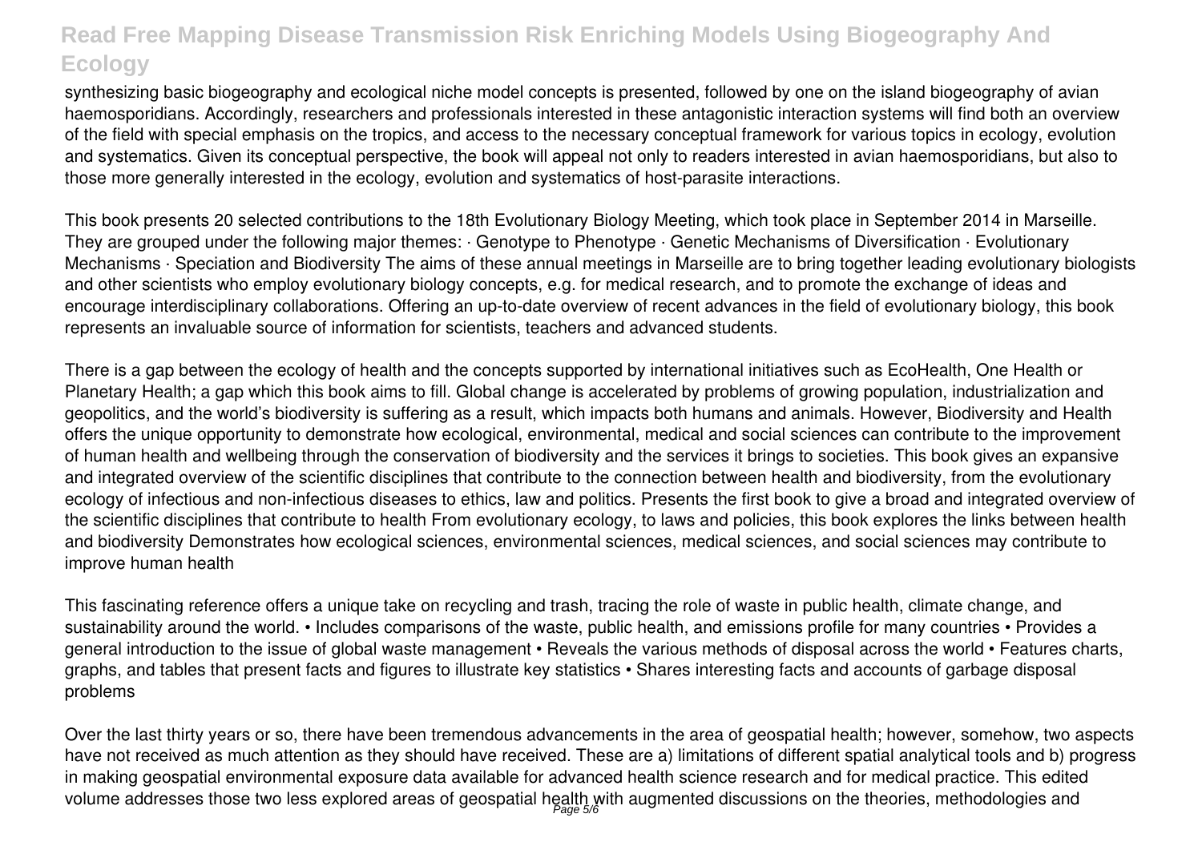synthesizing basic biogeography and ecological niche model concepts is presented, followed by one on the island biogeography of avian haemosporidians. Accordingly, researchers and professionals interested in these antagonistic interaction systems will find both an overview of the field with special emphasis on the tropics, and access to the necessary conceptual framework for various topics in ecology, evolution and systematics. Given its conceptual perspective, the book will appeal not only to readers interested in avian haemosporidians, but also to those more generally interested in the ecology, evolution and systematics of host-parasite interactions.

This book presents 20 selected contributions to the 18th Evolutionary Biology Meeting, which took place in September 2014 in Marseille. They are grouped under the following major themes: · Genotype to Phenotype · Genetic Mechanisms of Diversification · Evolutionary Mechanisms · Speciation and Biodiversity The aims of these annual meetings in Marseille are to bring together leading evolutionary biologists and other scientists who employ evolutionary biology concepts, e.g. for medical research, and to promote the exchange of ideas and encourage interdisciplinary collaborations. Offering an up-to-date overview of recent advances in the field of evolutionary biology, this book represents an invaluable source of information for scientists, teachers and advanced students.

There is a gap between the ecology of health and the concepts supported by international initiatives such as EcoHealth, One Health or Planetary Health; a gap which this book aims to fill. Global change is accelerated by problems of growing population, industrialization and geopolitics, and the world's biodiversity is suffering as a result, which impacts both humans and animals. However, Biodiversity and Health offers the unique opportunity to demonstrate how ecological, environmental, medical and social sciences can contribute to the improvement of human health and wellbeing through the conservation of biodiversity and the services it brings to societies. This book gives an expansive and integrated overview of the scientific disciplines that contribute to the connection between health and biodiversity, from the evolutionary ecology of infectious and non-infectious diseases to ethics, law and politics. Presents the first book to give a broad and integrated overview of the scientific disciplines that contribute to health From evolutionary ecology, to laws and policies, this book explores the links between health and biodiversity Demonstrates how ecological sciences, environmental sciences, medical sciences, and social sciences may contribute to improve human health

This fascinating reference offers a unique take on recycling and trash, tracing the role of waste in public health, climate change, and sustainability around the world. • Includes comparisons of the waste, public health, and emissions profile for many countries • Provides a general introduction to the issue of global waste management • Reveals the various methods of disposal across the world • Features charts, graphs, and tables that present facts and figures to illustrate key statistics • Shares interesting facts and accounts of garbage disposal problems

Over the last thirty years or so, there have been tremendous advancements in the area of geospatial health; however, somehow, two aspects have not received as much attention as they should have received. These are a) limitations of different spatial analytical tools and b) progress in making geospatial environmental exposure data available for advanced health science research and for medical practice. This edited volume addresses those two less explored areas of geospatial health with augmented discussions on the theories, methodologies and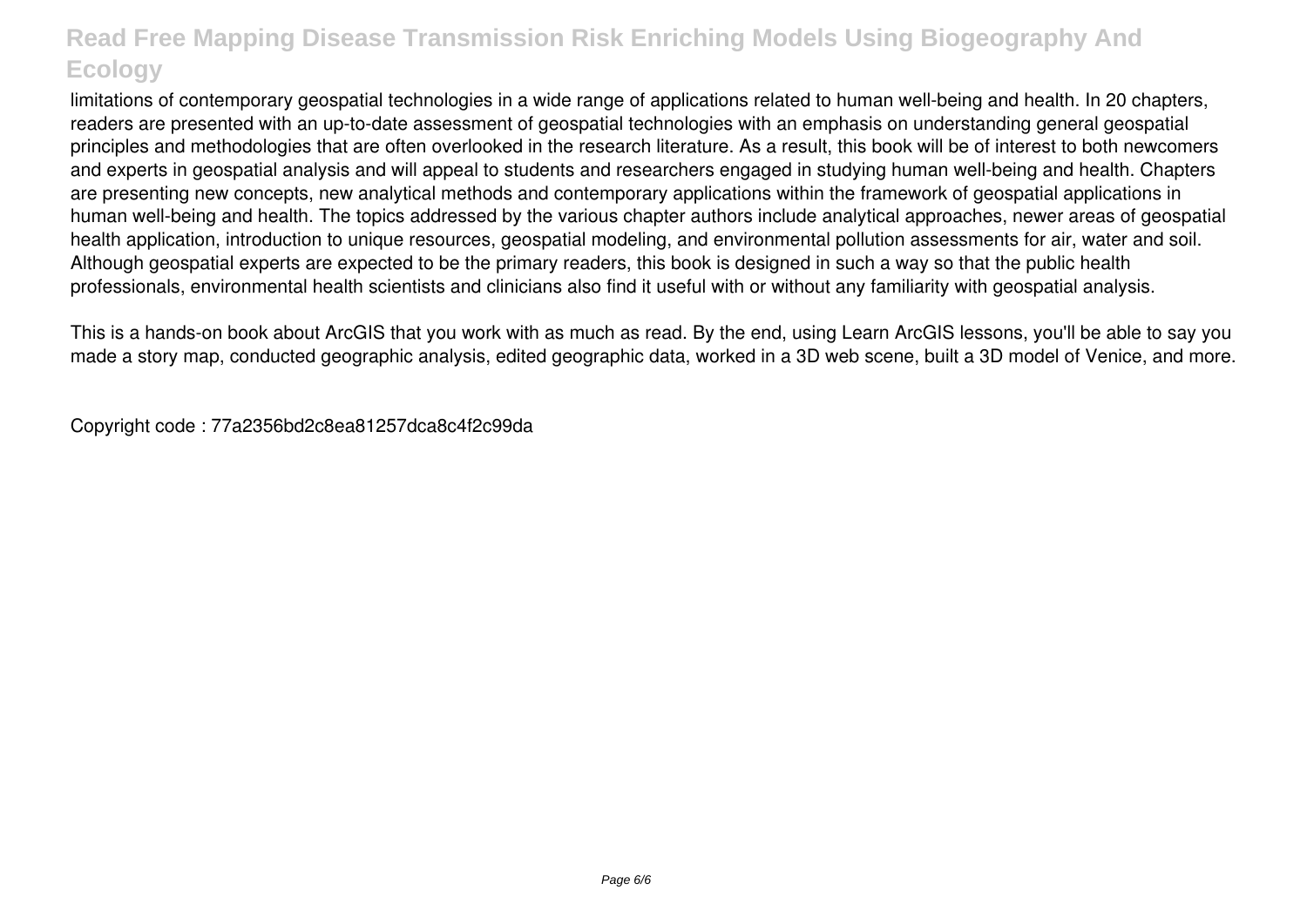limitations of contemporary geospatial technologies in a wide range of applications related to human well-being and health. In 20 chapters, readers are presented with an up-to-date assessment of geospatial technologies with an emphasis on understanding general geospatial principles and methodologies that are often overlooked in the research literature. As a result, this book will be of interest to both newcomers and experts in geospatial analysis and will appeal to students and researchers engaged in studying human well-being and health. Chapters are presenting new concepts, new analytical methods and contemporary applications within the framework of geospatial applications in human well-being and health. The topics addressed by the various chapter authors include analytical approaches, newer areas of geospatial health application, introduction to unique resources, geospatial modeling, and environmental pollution assessments for air, water and soil. Although geospatial experts are expected to be the primary readers, this book is designed in such a way so that the public health professionals, environmental health scientists and clinicians also find it useful with or without any familiarity with geospatial analysis.

This is a hands-on book about ArcGIS that you work with as much as read. By the end, using Learn ArcGIS lessons, you'll be able to say you made a story map, conducted geographic analysis, edited geographic data, worked in a 3D web scene, built a 3D model of Venice, and more.

Copyright code : 77a2356bd2c8ea81257dca8c4f2c99da